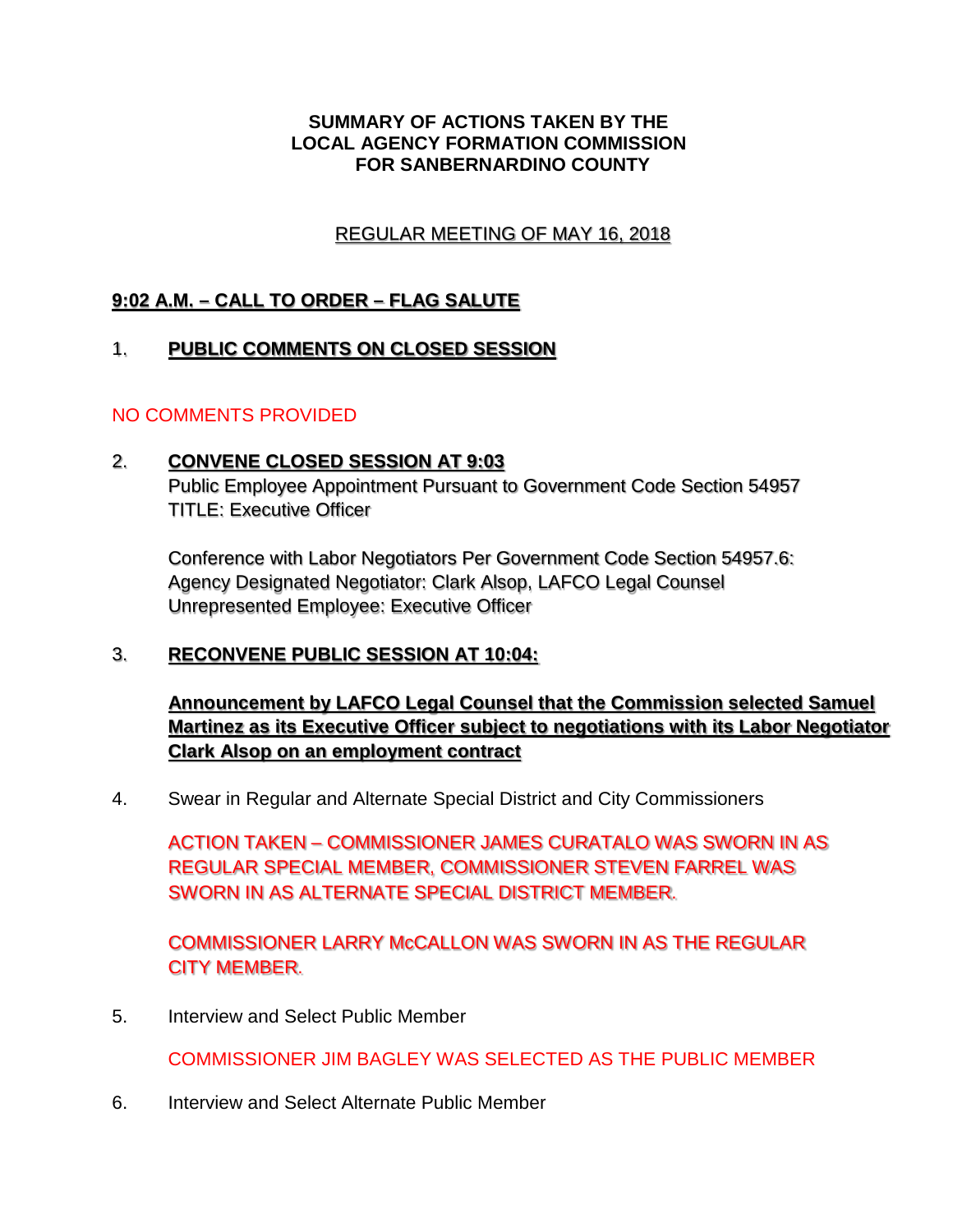**SUMMARY OF ACTIONS TAKEN BY THE**
**LOCAL AGENCY FORMATION COMMISSION**
**FOR SANBERNARDINO COUNTY**

REGULAR MEETING OF MAY 16, 2018

## 9:02 A.M. – CALL TO ORDER – FLAG SALUTE

1. **PUBLIC COMMENTS ON CLOSED SESSION**

NO COMMENTS PROVIDED

2. **CONVENE CLOSED SESSION AT 9:03**
   Public Employee Appointment Pursuant to Government Code Section 54957
   TITLE: Executive Officer

   Conference with Labor Negotiators Per Government Code Section 54957.6:
   Agency Designated Negotiator: Clark Alsop, LAFCO Legal Counsel
   Unrepresented Employee: Executive Officer

3. **RECONVENE PUBLIC SESSION AT 10:04:**

   **Announcement by LAFCO Legal Counsel that the Commission selected Samuel Martinez as its Executive Officer subject to negotiations with its Labor Negotiator Clark Alsop on an employment contract**

4. Swear in Regular and Alternate Special District and City Commissioners

   ACTION TAKEN – COMMISSIONER JAMES CURATALO WAS SWORN IN AS REGULAR SPECIAL MEMBER, COMMISSIONER STEVEN FARREL WAS SWORN IN AS ALTERNATE SPECIAL DISTRICT MEMBER.

   COMMISSIONER LARRY McCALLON WAS SWORN IN AS THE REGULAR CITY MEMBER.

5. Interview and Select Public Member

   COMMISSIONER JIM BAGLEY WAS SELECTED AS THE PUBLIC MEMBER

6. Interview and Select Alternate Public Member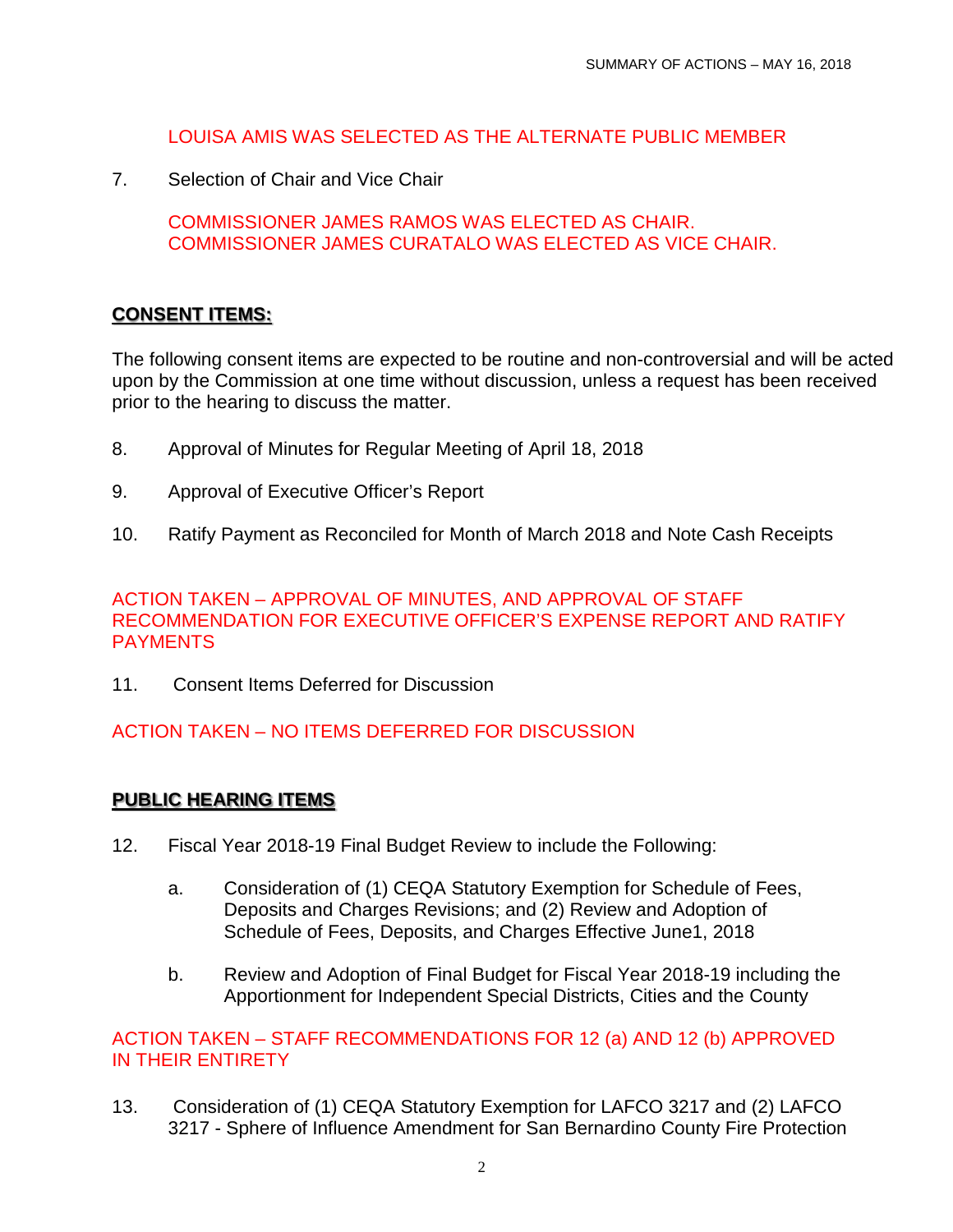LOUISA AMIS WAS SELECTED AS THE ALTERNATE PUBLIC MEMBER

7. Selection of Chair and Vice Chair

   COMMISSIONER JAMES RAMOS WAS ELECTED AS CHAIR.
   COMMISSIONER JAMES CURATALO WAS ELECTED AS VICE CHAIR.

## CONSENT ITEMS:

The following consent items are expected to be routine and non-controversial and will be acted upon by the Commission at one time without discussion, unless a request has been received prior to the hearing to discuss the matter.

8. Approval of Minutes for Regular Meeting of April 18, 2018

9. Approval of Executive Officer's Report

10. Ratify Payment as Reconciled for Month of March 2018 and Note Cash Receipts

ACTION TAKEN – APPROVAL OF MINUTES, AND APPROVAL OF STAFF RECOMMENDATION FOR EXECUTIVE OFFICER'S EXPENSE REPORT AND RATIFY PAYMENTS

11. Consent Items Deferred for Discussion

ACTION TAKEN – NO ITEMS DEFERRED FOR DISCUSSION

## PUBLIC HEARING ITEMS

12. Fiscal Year 2018-19 Final Budget Review to include the Following:

    a. Consideration of (1) CEQA Statutory Exemption for Schedule of Fees, Deposits and Charges Revisions; and (2) Review and Adoption of Schedule of Fees, Deposits, and Charges Effective June1, 2018

    b. Review and Adoption of Final Budget for Fiscal Year 2018-19 including the Apportionment for Independent Special Districts, Cities and the County

ACTION TAKEN – STAFF RECOMMENDATIONS FOR 12 (a) AND 12 (b) APPROVED IN THEIR ENTIRETY

13. Consideration of (1) CEQA Statutory Exemption for LAFCO 3217 and (2) LAFCO 3217 - Sphere of Influence Amendment for San Bernardino County Fire Protection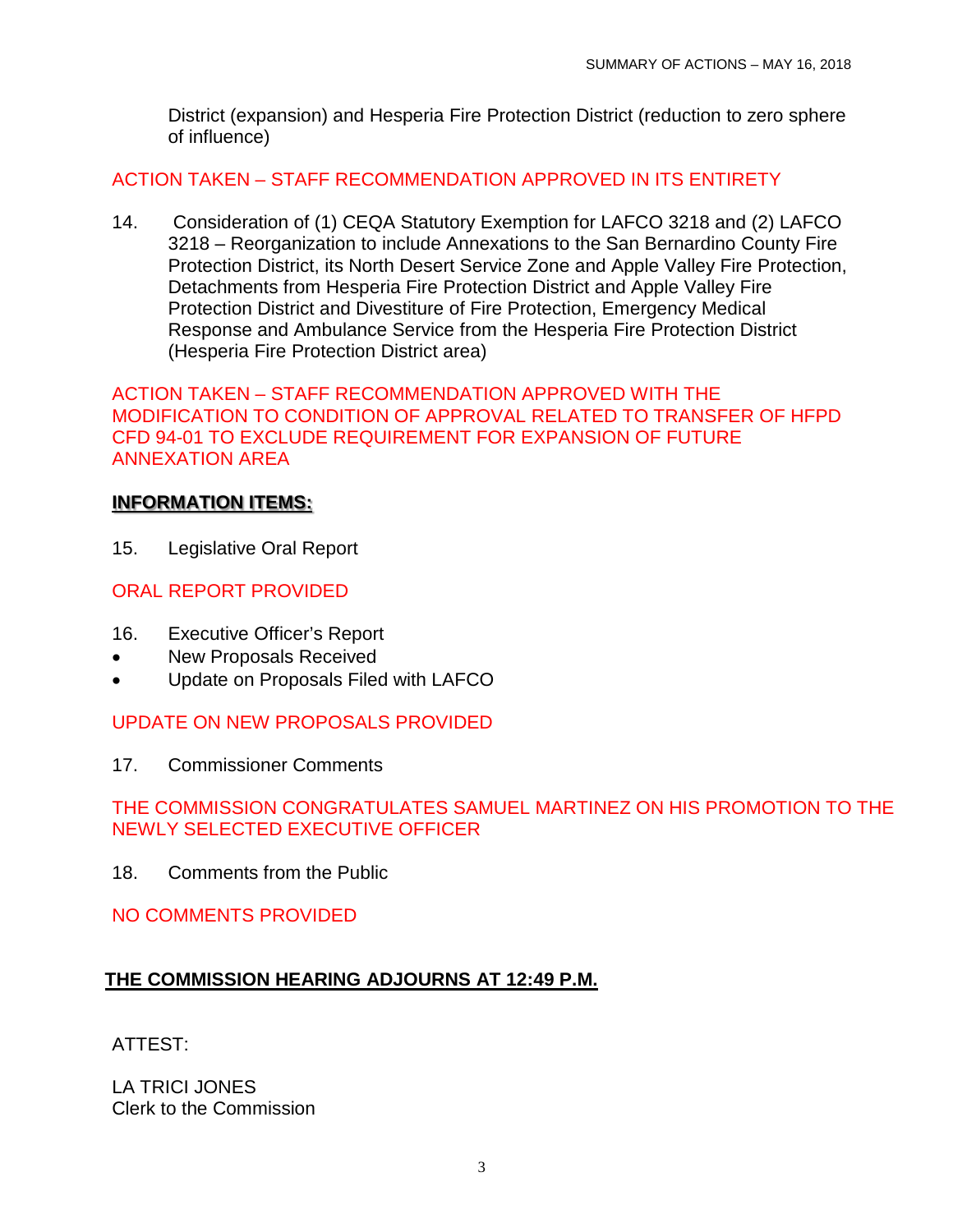District (expansion) and Hesperia Fire Protection District (reduction to zero sphere of influence)

ACTION TAKEN – STAFF RECOMMENDATION APPROVED IN ITS ENTIRETY

14. Consideration of (1) CEQA Statutory Exemption for LAFCO 3218 and (2) LAFCO 3218 – Reorganization to include Annexations to the San Bernardino County Fire Protection District, its North Desert Service Zone and Apple Valley Fire Protection, Detachments from Hesperia Fire Protection District and Apple Valley Fire Protection District and Divestiture of Fire Protection, Emergency Medical Response and Ambulance Service from the Hesperia Fire Protection District (Hesperia Fire Protection District area)

ACTION TAKEN – STAFF RECOMMENDATION APPROVED WITH THE MODIFICATION TO CONDITION OF APPROVAL RELATED TO TRANSFER OF HFPD CFD 94-01 TO EXCLUDE REQUIREMENT FOR EXPANSION OF FUTURE ANNEXATION AREA

## INFORMATION ITEMS:

15. Legislative Oral Report

ORAL REPORT PROVIDED

16. Executive Officer's Report
- New Proposals Received
- Update on Proposals Filed with LAFCO

UPDATE ON NEW PROPOSALS PROVIDED

17. Commissioner Comments

THE COMMISSION CONGRATULATES SAMUEL MARTINEZ ON HIS PROMOTION TO THE NEWLY SELECTED EXECUTIVE OFFICER

18. Comments from the Public

NO COMMENTS PROVIDED

## THE COMMISSION HEARING ADJOURNS AT 12:49 P.M.

ATTEST:

LA TRICI JONES
Clerk to the Commission